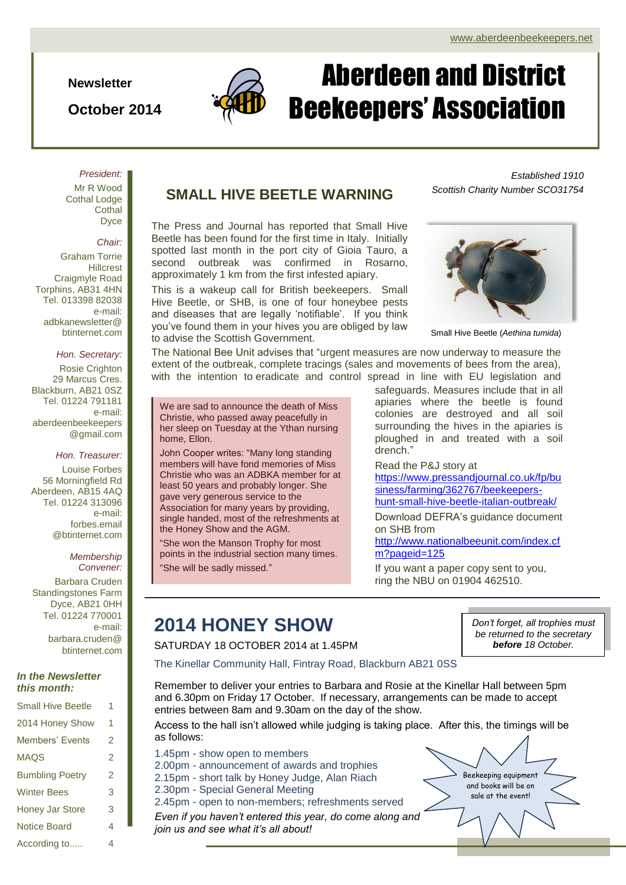www.aberdeenbeekeepers.net

**Newsletter**

**October 2014**

# Aberdeen and District Beekeepers' Association

*Established 1910*
*Scottish Charity Number SCO31754*

*President:*
Mr R Wood
Cothal Lodge
Cothal
Dyce

*Chair:*
Graham Torrie
Hillcrest
Craigmyle Road
Torphins, AB31 4HN
Tel. 013398 82038
e-mail:
adbkanewsletter@btinternet.com

*Hon. Secretary:*
Rosie Crighton
29 Marcus Cres.
Blackburn, AB21 0SZ
Tel. 01224 791181
e-mail:
aberdeenbeekeepers@gmail.com

*Hon. Treasurer:*
Louise Forbes
56 Morningfield Rd
Aberdeen, AB15 4AQ
Tel. 01224 313096
e-mail:
forbes.email@btinternet.com

*Membership Convener:*
Barbara Cruden
Standingstones Farm
Dyce, AB21 0HH
Tel. 01224 770001
e-mail:
barbara.cruden@btinternet.com

***In the Newsletter this month:***

| | |
|---|---|
| Small Hive Beetle | 1 |
| 2014 Honey Show | 1 |
| Members' Events | 2 |
| MAQS | 2 |
| Bumbling Poetry | 2 |
| Winter Bees | 3 |
| Honey Jar Store | 3 |
| Notice Board | 4 |
| According to..... | 4 |

## SMALL HIVE BEETLE WARNING

The Press and Journal has reported that Small Hive Beetle has been found for the first time in Italy. Initially spotted last month in the port city of Gioia Tauro, a second outbreak was confirmed in Rosarno, approximately 1 km from the first infested apiary.

This is a wakeup call for British beekeepers. Small Hive Beetle, or SHB, is one of four honeybee pests and diseases that are legally 'notifiable'. If you think you've found them in your hives you are obliged by law to advise the Scottish Government.

Small Hive Beetle (*Aethina tumida*)

The National Bee Unit advises that "urgent measures are now underway to measure the extent of the outbreak, complete tracings (sales and movements of bees from the area), with the intention to eradicate and control spread in line with EU legislation and safeguards. Measures include that in all apiaries where the beetle is found colonies are destroyed and all soil surrounding the hives in the apiaries is ploughed in and treated with a soil drench."

Read the P&J story at https://www.pressandjournal.co.uk/fp/business/farming/362767/beekeepers-hunt-small-hive-beetle-italian-outbreak/

Download DEFRA's guidance document on SHB from http://www.nationalbeeunit.com/index.cfm?pageid=125

If you want a paper copy sent to you, ring the NBU on 01904 462510.

---

We are sad to announce the death of Miss Christie, who passed away peacefully in her sleep on Tuesday at the Ythan nursing home, Ellon.

John Cooper writes: "Many long standing members will have fond memories of Miss Christie who was an ADBKA member for at least 50 years and probably longer. She gave very generous service to the Association for many years by providing, single handed, most of the refreshments at the Honey Show and the AGM.

"She won the Manson Trophy for most points in the industrial section many times.

"She will be sadly missed."

---

## 2014 HONEY SHOW

SATURDAY 18 OCTOBER 2014 at 1.45PM

The Kinellar Community Hall, Fintray Road, Blackburn AB21 0SS

*Don't forget, all trophies must be returned to the secretary **before** 18 October.*

Remember to deliver your entries to Barbara and Rosie at the Kinellar Hall between 5pm and 6.30pm on Friday 17 October. If necessary, arrangements can be made to accept entries between 8am and 9.30am on the day of the show.

Access to the hall isn't allowed while judging is taking place. After this, the timings will be as follows:

- 1.45pm - show open to members
- 2.00pm - announcement of awards and trophies
- 2.15pm - short talk by Honey Judge, Alan Riach
- 2.30pm - Special General Meeting
- 2.45pm - open to non-members; refreshments served

*Even if you haven't entered this year, do come along and join us and see what it's all about!*

Beekeeping equipment and books will be on sale at the event!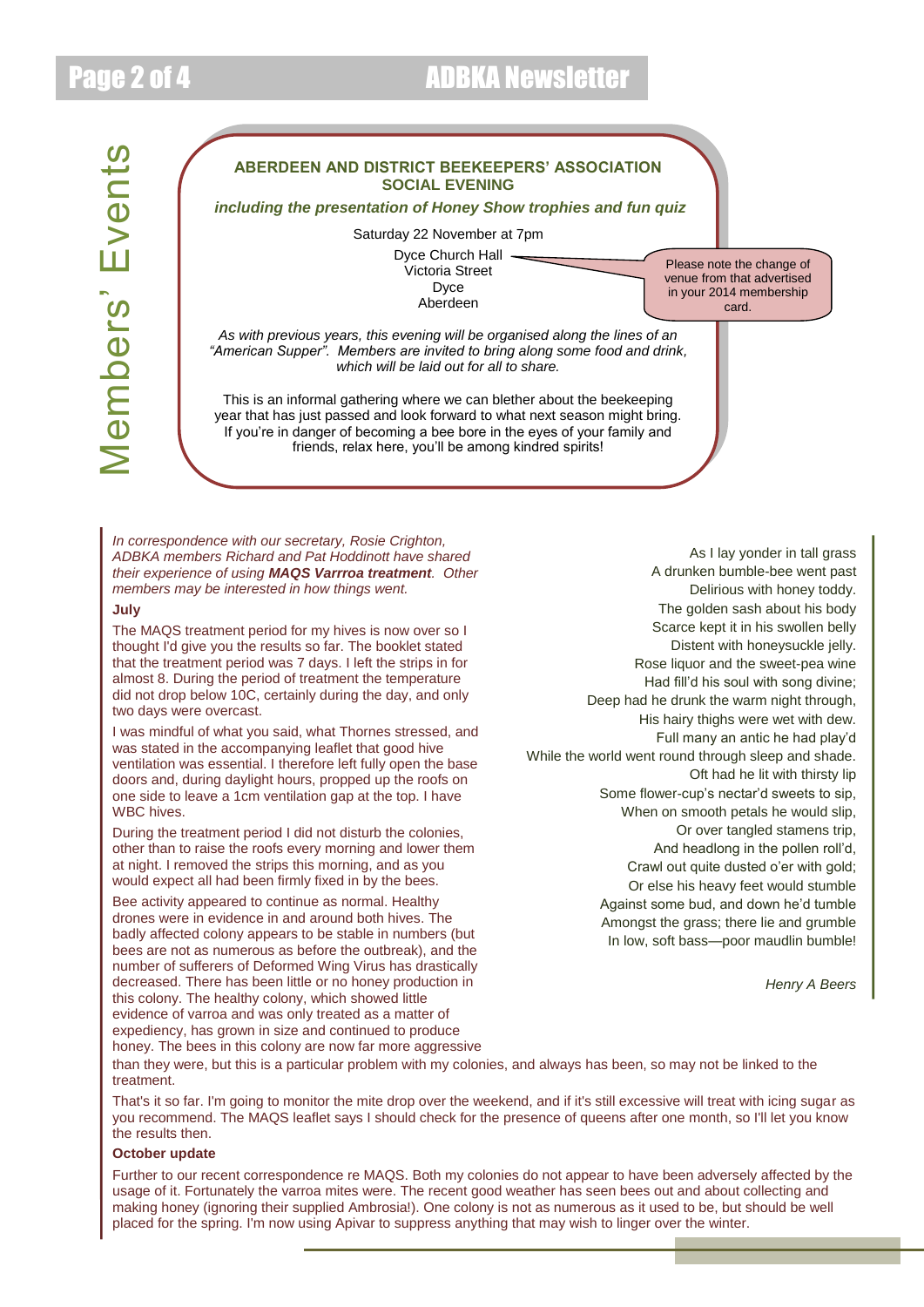# Members' Events

## ABERDEEN AND DISTRICT BEEKEEPERS' ASSOCIATION SOCIAL EVENING

***including the presentation of Honey Show trophies and fun quiz***

Saturday 22 November at 7pm

Dyce Church Hall
Victoria Street
Dyce
Aberdeen

Please note the change of venue from that advertised in your 2014 membership card.

*As with previous years, this evening will be organised along the lines of an "American Supper". Members are invited to bring along some food and drink, which will be laid out for all to share.*

This is an informal gathering where we can blether about the beekeeping year that has just passed and look forward to what next season might bring. If you're in danger of becoming a bee bore in the eyes of your family and friends, relax here, you'll be among kindred spirits!

*In correspondence with our secretary, Rosie Crighton, ADBKA members Richard and Pat Hoddinott have shared their experience of using **MAQS Varrroa treatment**. Other members may be interested in how things went.*

**July**

The MAQS treatment period for my hives is now over so I thought I'd give you the results so far. The booklet stated that the treatment period was 7 days. I left the strips in for almost 8. During the period of treatment the temperature did not drop below 10C, certainly during the day, and only two days were overcast.

I was mindful of what you said, what Thornes stressed, and was stated in the accompanying leaflet that good hive ventilation was essential. I therefore left fully open the base doors and, during daylight hours, propped up the roofs on one side to leave a 1cm ventilation gap at the top. I have WBC hives.

During the treatment period I did not disturb the colonies, other than to raise the roofs every morning and lower them at night. I removed the strips this morning, and as you would expect all had been firmly fixed in by the bees.

Bee activity appeared to continue as normal. Healthy drones were in evidence in and around both hives. The badly affected colony appears to be stable in numbers (but bees are not as numerous as before the outbreak), and the number of sufferers of Deformed Wing Virus has drastically decreased. There has been little or no honey production in this colony. The healthy colony, which showed little evidence of varroa and was only treated as a matter of expediency, has grown in size and continued to produce honey. The bees in this colony are now far more aggressive than they were, but this is a particular problem with my colonies, and always has been, so may not be linked to the treatment.

That's it so far. I'm going to monitor the mite drop over the weekend, and if it's still excessive will treat with icing sugar as you recommend. The MAQS leaflet says I should check for the presence of queens after one month, so I'll let you know the results then.

**October update**

Further to our recent correspondence re MAQS. Both my colonies do not appear to have been adversely affected by the usage of it. Fortunately the varroa mites were. The recent good weather has seen bees out and about collecting and making honey (ignoring their supplied Ambrosia!). One colony is not as numerous as it used to be, but should be well placed for the spring. I'm now using Apivar to suppress anything that may wish to linger over the winter.

As I lay yonder in tall grass
A drunken bumble-bee went past
Delirious with honey toddy.
The golden sash about his body
Scarce kept it in his swollen belly
Distent with honeysuckle jelly.
Rose liquor and the sweet-pea wine
Had fill'd his soul with song divine;
Deep had he drunk the warm night through,
His hairy thighs were wet with dew.
Full many an antic he had play'd
While the world went round through sleep and shade.
Oft had he lit with thirsty lip
Some flower-cup's nectar'd sweets to sip,
When on smooth petals he would slip,
Or over tangled stamens trip,
And headlong in the pollen roll'd,
Crawl out quite dusted o'er with gold;
Or else his heavy feet would stumble
Against some bud, and down he'd tumble
Amongst the grass; there lie and grumble
In low, soft bass—poor maudlin bumble!

*Henry A Beers*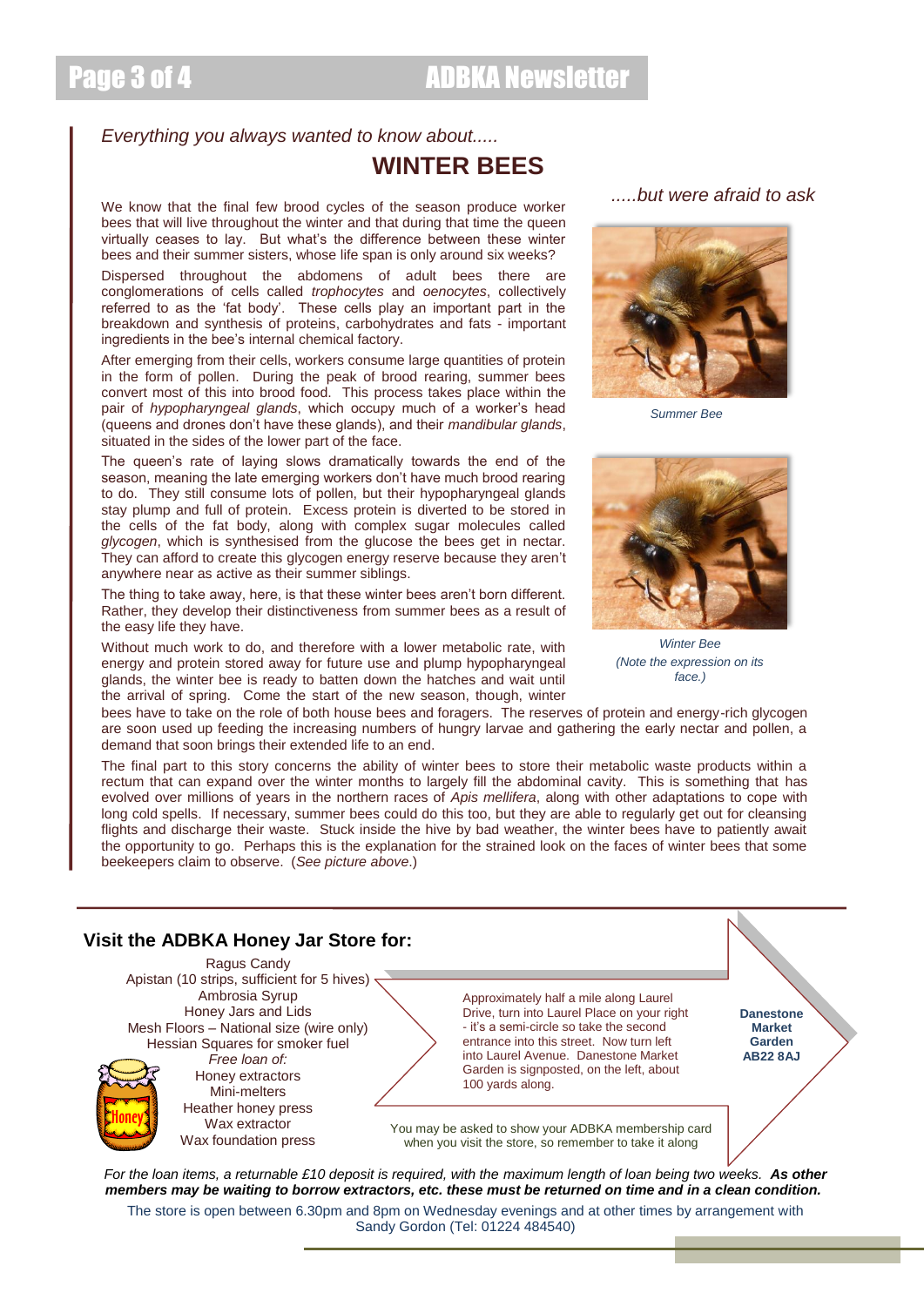*Everything you always wanted to know about.....*

# WINTER BEES

*.....but were afraid to ask*

We know that the final few brood cycles of the season produce worker bees that will live throughout the winter and that during that time the queen virtually ceases to lay. But what's the difference between these winter bees and their summer sisters, whose life span is only around six weeks?

Dispersed throughout the abdomens of adult bees there are conglomerations of cells called *trophocytes* and *oenocytes*, collectively referred to as the 'fat body'. These cells play an important part in the breakdown and synthesis of proteins, carbohydrates and fats - important ingredients in the bee's internal chemical factory.

After emerging from their cells, workers consume large quantities of protein in the form of pollen. During the peak of brood rearing, summer bees convert most of this into brood food. This process takes place within the pair of *hypopharyngeal glands*, which occupy much of a worker's head (queens and drones don't have these glands), and their *mandibular glands*, situated in the sides of the lower part of the face.

The queen's rate of laying slows dramatically towards the end of the season, meaning the late emerging workers don't have much brood rearing to do. They still consume lots of pollen, but their hypopharyngeal glands stay plump and full of protein. Excess protein is diverted to be stored in the cells of the fat body, along with complex sugar molecules called *glycogen*, which is synthesised from the glucose the bees get in nectar. They can afford to create this glycogen energy reserve because they aren't anywhere near as active as their summer siblings.

The thing to take away, here, is that these winter bees aren't born different. Rather, they develop their distinctiveness from summer bees as a result of the easy life they have.

*Summer Bee*

*Winter Bee*
*(Note the expression on its face.)*

Without much work to do, and therefore with a lower metabolic rate, with energy and protein stored away for future use and plump hypopharyngeal glands, the winter bee is ready to batten down the hatches and wait until the arrival of spring. Come the start of the new season, though, winter bees have to take on the role of both house bees and foragers. The reserves of protein and energy-rich glycogen are soon used up feeding the increasing numbers of hungry larvae and gathering the early nectar and pollen, a demand that soon brings their extended life to an end.

The final part to this story concerns the ability of winter bees to store their metabolic waste products within a rectum that can expand over the winter months to largely fill the abdominal cavity. This is something that has evolved over millions of years in the northern races of *Apis mellifera*, along with other adaptations to cope with long cold spells. If necessary, summer bees could do this too, but they are able to regularly get out for cleansing flights and discharge their waste. Stuck inside the hive by bad weather, the winter bees have to patiently await the opportunity to go. Perhaps this is the explanation for the strained look on the faces of winter bees that some beekeepers claim to observe. (*See picture above*.)

## Visit the ADBKA Honey Jar Store for:

Ragus Candy
Apistan (10 strips, sufficient for 5 hives)
Ambrosia Syrup
Honey Jars and Lids
Mesh Floors – National size (wire only)
Hessian Squares for smoker fuel
*Free loan of:*
Honey extractors
Mini-melters
Heather honey press
Wax extractor
Wax foundation press

Approximately half a mile along Laurel Drive, turn into Laurel Place on your right - it's a semi-circle so take the second entrance into this street. Now turn left into Laurel Avenue. Danestone Market Garden is signposted, on the left, about 100 yards along.

**Danestone Market Garden AB22 8AJ**

You may be asked to show your ADBKA membership card when you visit the store, so remember to take it along

*For the loan items, a returnable £10 deposit is required, with the maximum length of loan being two weeks.* ***As other members may be waiting to borrow extractors, etc. these must be returned on time and in a clean condition.***

The store is open between 6.30pm and 8pm on Wednesday evenings and at other times by arrangement with Sandy Gordon (Tel: 01224 484540)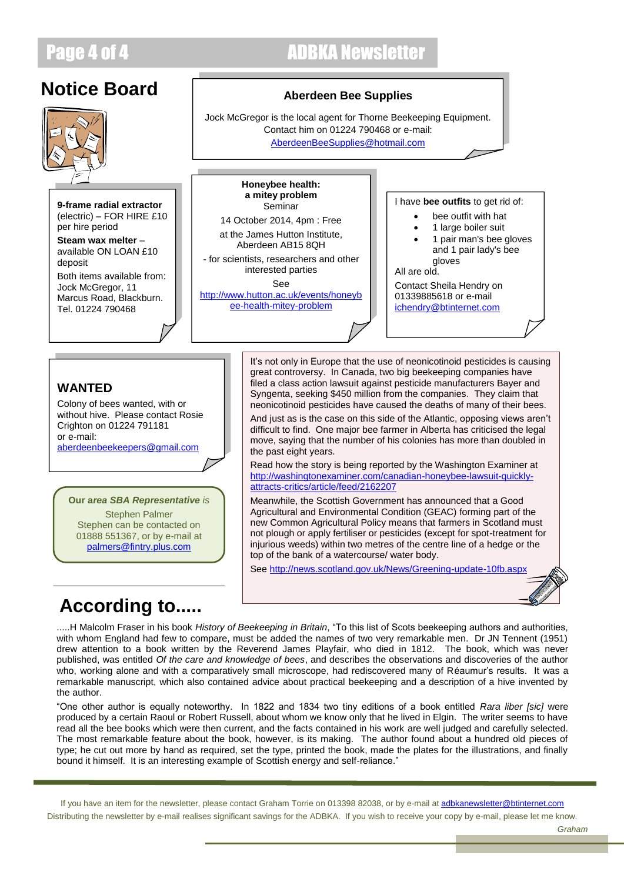# Notice Board

## Aberdeen Bee Supplies

Jock McGregor is the local agent for Thorne Beekeeping Equipment. Contact him on 01224 790468 or e-mail: AberdeenBeeSupplies@hotmail.com

**9-frame radial extractor** (electric) – FOR HIRE £10 per hire period

**Steam wax melter** – available ON LOAN £10 deposit

Both items available from: Jock McGregor, 11 Marcus Road, Blackburn. Tel. 01224 790468

**Honeybee health: a mitey problem**
Seminar

14 October 2014, 4pm : Free

at the James Hutton Institute, Aberdeen AB15 8QH

- for scientists, researchers and other interested parties

See http://www.hutton.ac.uk/events/honeybee-health-mitey-problem

I have **bee outfits** to get rid of:

- bee outfit with hat
- 1 large boiler suit
- 1 pair man's bee gloves and 1 pair lady's bee gloves

All are old.

Contact Sheila Hendry on 01339885618 or e-mail ichendry@btinternet.com

## WANTED

Colony of bees wanted, with or without hive. Please contact Rosie Crighton on 01224 791181 or e-mail: aberdeenbeekeepers@gmail.com

Our *area SBA Representative is*
Stephen Palmer
Stephen can be contacted on 01888 551367, or by e-mail at palmers@fintry.plus.com

It's not only in Europe that the use of neonicotinoid pesticides is causing great controversy. In Canada, two big beekeeping companies have filed a class action lawsuit against pesticide manufacturers Bayer and Syngenta, seeking $450 million from the companies. They claim that neonicotinoid pesticides have caused the deaths of many of their bees.

And just as is the case on this side of the Atlantic, opposing views aren't difficult to find. One major bee farmer in Alberta has criticised the legal move, saying that the number of his colonies has more than doubled in the past eight years.

Read how the story is being reported by the Washington Examiner at http://washingtonexaminer.com/canadian-honeybee-lawsuit-quickly-attracts-critics/article/feed/2162207

Meanwhile, the Scottish Government has announced that a Good Agricultural and Environmental Condition (GEAC) forming part of the new Common Agricultural Policy means that farmers in Scotland must not plough or apply fertiliser or pesticides (except for spot-treatment for injurious weeds) within two metres of the centre line of a hedge or the top of the bank of a watercourse/ water body.

See http://news.scotland.gov.uk/News/Greening-update-10fb.aspx

# According to.....

.....H Malcolm Fraser in his book *History of Beekeeping in Britain*, "To this list of Scots beekeeping authors and authorities, with whom England had few to compare, must be added the names of two very remarkable men. Dr JN Tennent (1951) drew attention to a book written by the Reverend James Playfair, who died in 1812. The book, which was never published, was entitled *Of the care and knowledge of bees*, and describes the observations and discoveries of the author who, working alone and with a comparatively small microscope, had rediscovered many of Réaumur's results. It was a remarkable manuscript, which also contained advice about practical beekeeping and a description of a hive invented by the author.

"One other author is equally noteworthy. In 1822 and 1834 two tiny editions of a book entitled *Rara liber [sic]* were produced by a certain Raoul or Robert Russell, about whom we know only that he lived in Elgin. The writer seems to have read all the bee books which were then current, and the facts contained in his work are well judged and carefully selected. The most remarkable feature about the book, however, is its making. The author found about a hundred old pieces of type; he cut out more by hand as required, set the type, printed the book, made the plates for the illustrations, and finally bound it himself. It is an interesting example of Scottish energy and self-reliance."

If you have an item for the newsletter, please contact Graham Torrie on 013398 82038, or by e-mail at adbkanewsletter@btinternet.com
Distributing the newsletter by e-mail realises significant savings for the ADBKA. If you wish to receive your copy by e-mail, please let me know.

*Graham*